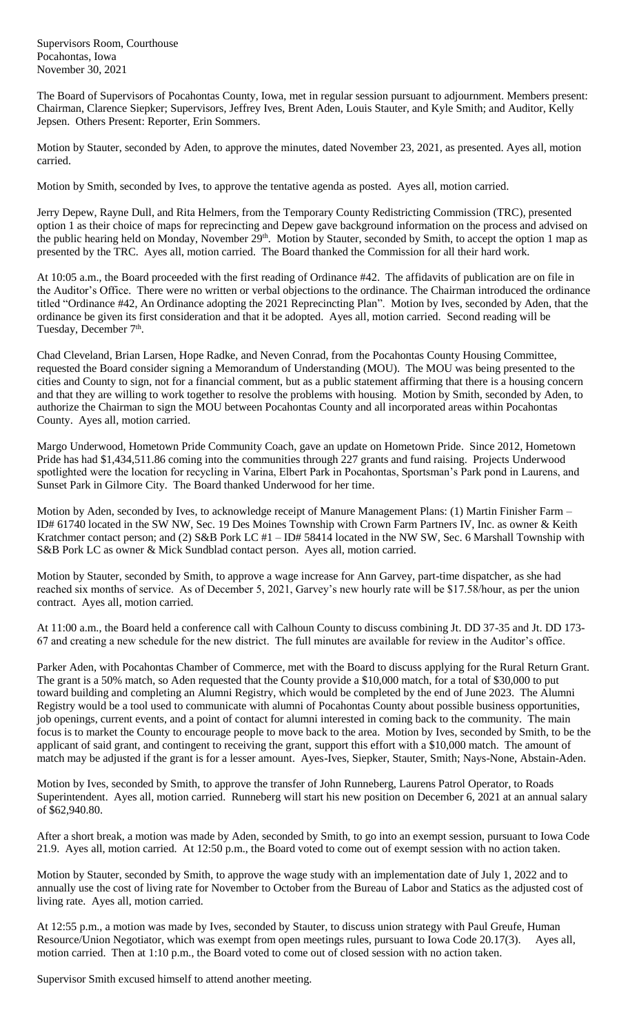Supervisors Room, Courthouse
Pocahontas, Iowa
November 30, 2021

The Board of Supervisors of Pocahontas County, Iowa, met in regular session pursuant to adjournment. Members present: Chairman, Clarence Siepker; Supervisors, Jeffrey Ives, Brent Aden, Louis Stauter, and Kyle Smith; and Auditor, Kelly Jepsen. Others Present: Reporter, Erin Sommers.

Motion by Stauter, seconded by Aden, to approve the minutes, dated November 23, 2021, as presented. Ayes all, motion carried.

Motion by Smith, seconded by Ives, to approve the tentative agenda as posted. Ayes all, motion carried.

Jerry Depew, Rayne Dull, and Rita Helmers, from the Temporary County Redistricting Commission (TRC), presented option 1 as their choice of maps for reprecincting and Depew gave background information on the process and advised on the public hearing held on Monday, November 29th. Motion by Stauter, seconded by Smith, to accept the option 1 map as presented by the TRC. Ayes all, motion carried. The Board thanked the Commission for all their hard work.

At 10:05 a.m., the Board proceeded with the first reading of Ordinance #42. The affidavits of publication are on file in the Auditor's Office. There were no written or verbal objections to the ordinance. The Chairman introduced the ordinance titled "Ordinance #42, An Ordinance adopting the 2021 Reprecincting Plan". Motion by Ives, seconded by Aden, that the ordinance be given its first consideration and that it be adopted. Ayes all, motion carried. Second reading will be Tuesday, December 7th.

Chad Cleveland, Brian Larsen, Hope Radke, and Neven Conrad, from the Pocahontas County Housing Committee, requested the Board consider signing a Memorandum of Understanding (MOU). The MOU was being presented to the cities and County to sign, not for a financial comment, but as a public statement affirming that there is a housing concern and that they are willing to work together to resolve the problems with housing. Motion by Smith, seconded by Aden, to authorize the Chairman to sign the MOU between Pocahontas County and all incorporated areas within Pocahontas County. Ayes all, motion carried.

Margo Underwood, Hometown Pride Community Coach, gave an update on Hometown Pride. Since 2012, Hometown Pride has had $1,434,511.86 coming into the communities through 227 grants and fund raising. Projects Underwood spotlighted were the location for recycling in Varina, Elbert Park in Pocahontas, Sportsman's Park pond in Laurens, and Sunset Park in Gilmore City. The Board thanked Underwood for her time.

Motion by Aden, seconded by Ives, to acknowledge receipt of Manure Management Plans: (1) Martin Finisher Farm – ID# 61740 located in the SW NW, Sec. 19 Des Moines Township with Crown Farm Partners IV, Inc. as owner & Keith Kratchmer contact person; and (2) S&B Pork LC #1 – ID# 58414 located in the NW SW, Sec. 6 Marshall Township with S&B Pork LC as owner & Mick Sundblad contact person. Ayes all, motion carried.

Motion by Stauter, seconded by Smith, to approve a wage increase for Ann Garvey, part-time dispatcher, as she had reached six months of service. As of December 5, 2021, Garvey's new hourly rate will be $17.58/hour, as per the union contract. Ayes all, motion carried.

At 11:00 a.m., the Board held a conference call with Calhoun County to discuss combining Jt. DD 37-35 and Jt. DD 173-67 and creating a new schedule for the new district. The full minutes are available for review in the Auditor's office.

Parker Aden, with Pocahontas Chamber of Commerce, met with the Board to discuss applying for the Rural Return Grant. The grant is a 50% match, so Aden requested that the County provide a $10,000 match, for a total of $30,000 to put toward building and completing an Alumni Registry, which would be completed by the end of June 2023. The Alumni Registry would be a tool used to communicate with alumni of Pocahontas County about possible business opportunities, job openings, current events, and a point of contact for alumni interested in coming back to the community. The main focus is to market the County to encourage people to move back to the area. Motion by Ives, seconded by Smith, to be the applicant of said grant, and contingent to receiving the grant, support this effort with a $10,000 match. The amount of match may be adjusted if the grant is for a lesser amount. Ayes-Ives, Siepker, Stauter, Smith; Nays-None, Abstain-Aden.

Motion by Ives, seconded by Smith, to approve the transfer of John Runneberg, Laurens Patrol Operator, to Roads Superintendent. Ayes all, motion carried. Runneberg will start his new position on December 6, 2021 at an annual salary of $62,940.80.

After a short break, a motion was made by Aden, seconded by Smith, to go into an exempt session, pursuant to Iowa Code 21.9. Ayes all, motion carried. At 12:50 p.m., the Board voted to come out of exempt session with no action taken.

Motion by Stauter, seconded by Smith, to approve the wage study with an implementation date of July 1, 2022 and to annually use the cost of living rate for November to October from the Bureau of Labor and Statics as the adjusted cost of living rate. Ayes all, motion carried.

At 12:55 p.m., a motion was made by Ives, seconded by Stauter, to discuss union strategy with Paul Greufe, Human Resource/Union Negotiator, which was exempt from open meetings rules, pursuant to Iowa Code 20.17(3). Ayes all, motion carried. Then at 1:10 p.m., the Board voted to come out of closed session with no action taken.

Supervisor Smith excused himself to attend another meeting.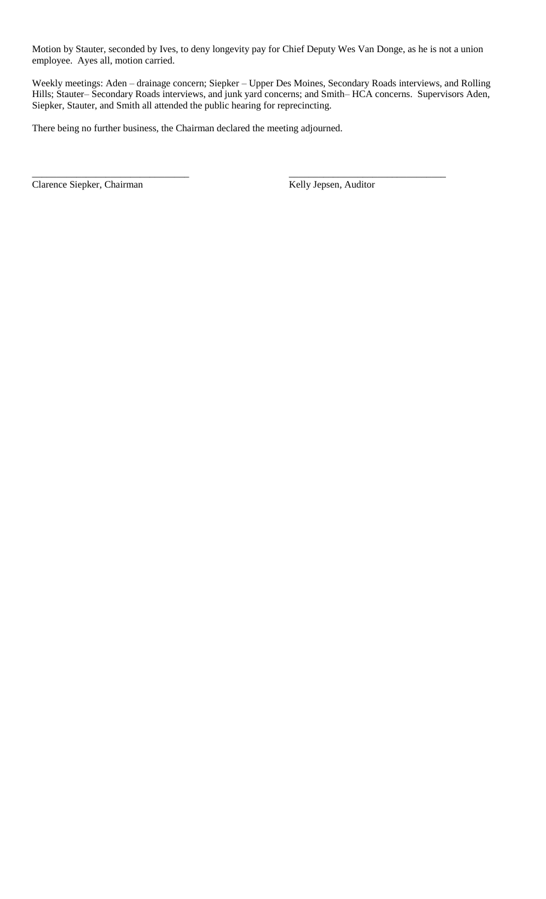Motion by Stauter, seconded by Ives, to deny longevity pay for Chief Deputy Wes Van Donge, as he is not a union employee. Ayes all, motion carried.

Weekly meetings: Aden – drainage concern; Siepker – Upper Des Moines, Secondary Roads interviews, and Rolling Hills; Stauter– Secondary Roads interviews, and junk yard concerns; and Smith– HCA concerns. Supervisors Aden, Siepker, Stauter, and Smith all attended the public hearing for reprecincting.

There being no further business, the Chairman declared the meeting adjourned.

\_\_\_\_\_\_\_\_\_\_\_\_\_\_\_\_\_\_\_\_\_\_\_\_\_\_\_\_\_\_\_\_ \_\_\_\_\_\_\_\_\_\_\_\_\_\_\_\_\_\_\_\_\_\_\_\_\_\_\_\_\_\_\_\_

Clarence Siepker, Chairman Kelly Jepsen, Auditor